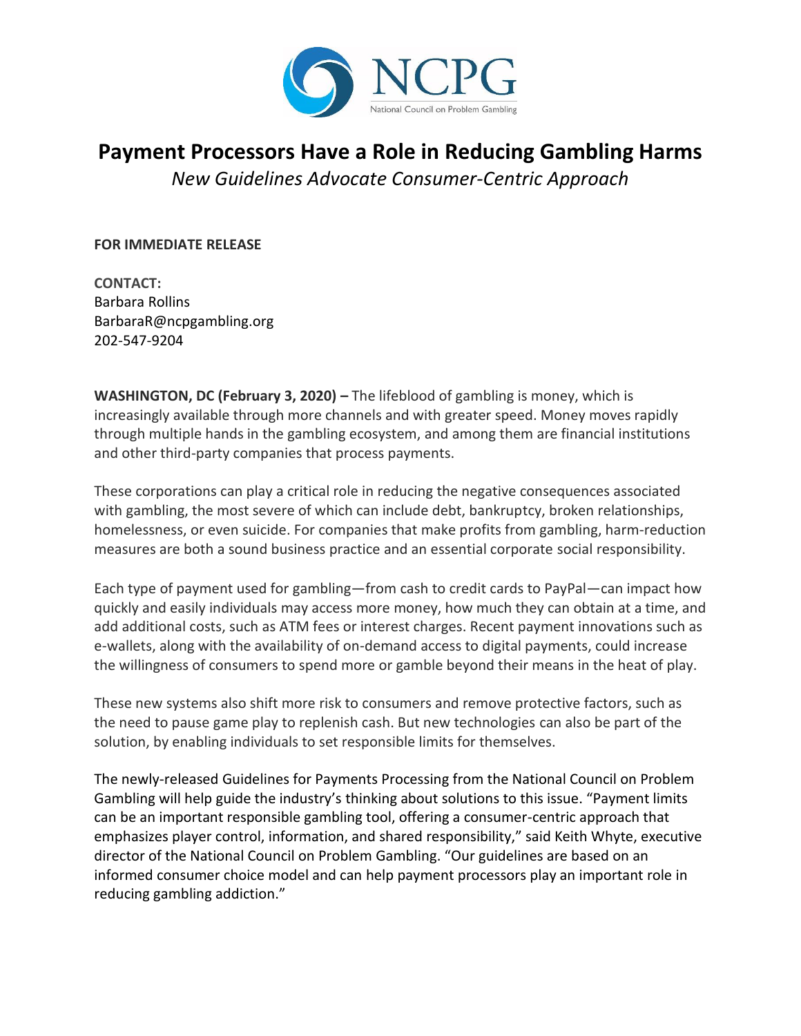# Payment Processors Have a Role in Reducing Gambling Harms

*New Guidelines Advocate Consumer-Centric Approach*

**FOR IMMEDIATE RELEASE**

**CONTACT:**
Barbara Rollins
BarbaraR@ncpgambling.org
202-547-9204

**WASHINGTON, DC (February 3, 2020) –** The lifeblood of gambling is money, which is increasingly available through more channels and with greater speed. Money moves rapidly through multiple hands in the gambling ecosystem, and among them are financial institutions and other third-party companies that process payments.

These corporations can play a critical role in reducing the negative consequences associated with gambling, the most severe of which can include debt, bankruptcy, broken relationships, homelessness, or even suicide. For companies that make profits from gambling, harm-reduction measures are both a sound business practice and an essential corporate social responsibility.

Each type of payment used for gambling—from cash to credit cards to PayPal—can impact how quickly and easily individuals may access more money, how much they can obtain at a time, and add additional costs, such as ATM fees or interest charges. Recent payment innovations such as e-wallets, along with the availability of on-demand access to digital payments, could increase the willingness of consumers to spend more or gamble beyond their means in the heat of play.

These new systems also shift more risk to consumers and remove protective factors, such as the need to pause game play to replenish cash. But new technologies can also be part of the solution, by enabling individuals to set responsible limits for themselves.

The newly-released Guidelines for Payments Processing from the National Council on Problem Gambling will help guide the industry's thinking about solutions to this issue. "Payment limits can be an important responsible gambling tool, offering a consumer-centric approach that emphasizes player control, information, and shared responsibility," said Keith Whyte, executive director of the National Council on Problem Gambling. "Our guidelines are based on an informed consumer choice model and can help payment processors play an important role in reducing gambling addiction."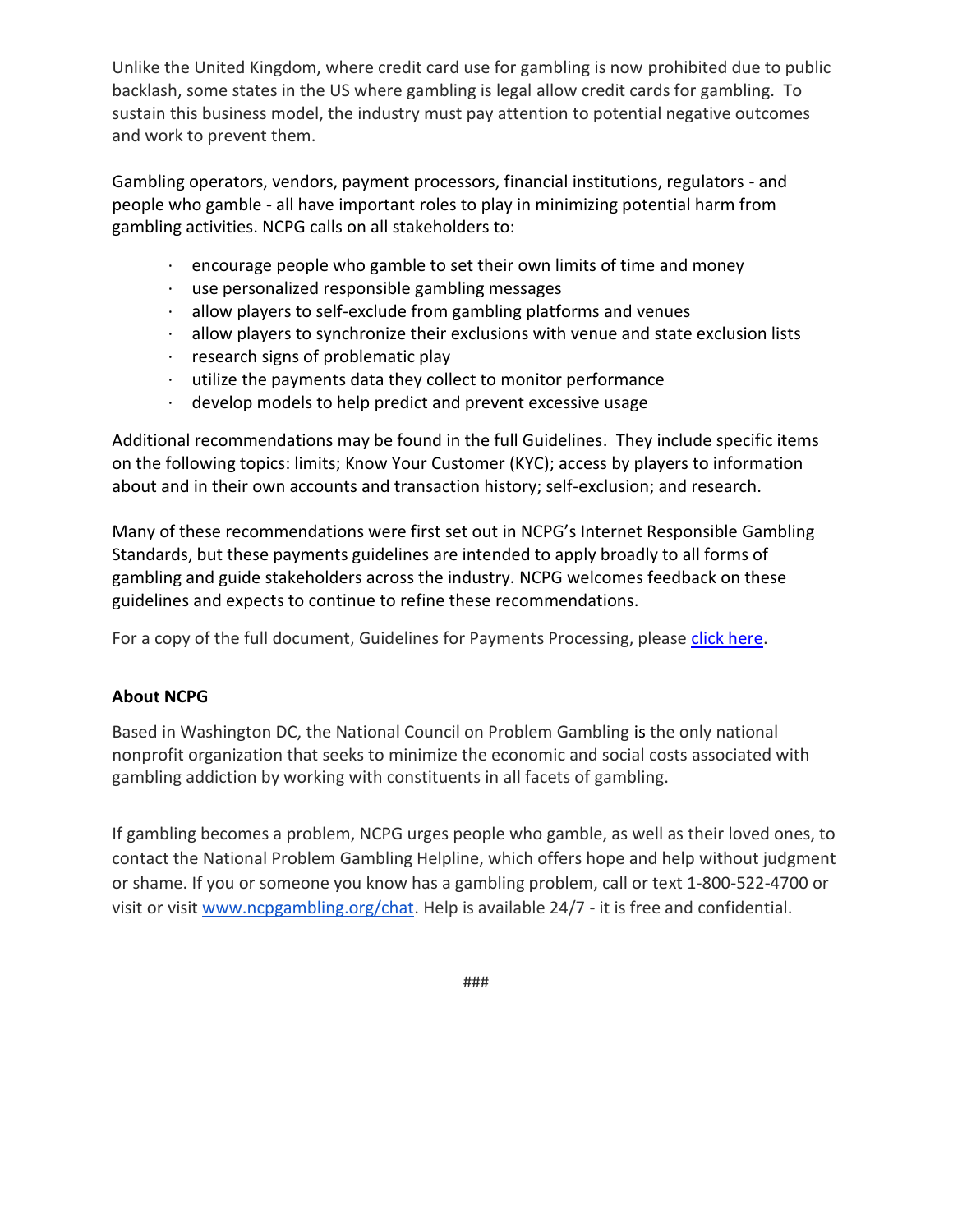Unlike the United Kingdom, where credit card use for gambling is now prohibited due to public backlash, some states in the US where gambling is legal allow credit cards for gambling. To sustain this business model, the industry must pay attention to potential negative outcomes and work to prevent them.

Gambling operators, vendors, payment processors, financial institutions, regulators - and people who gamble - all have important roles to play in minimizing potential harm from gambling activities. NCPG calls on all stakeholders to:

- encourage people who gamble to set their own limits of time and money
- use personalized responsible gambling messages
- allow players to self-exclude from gambling platforms and venues
- allow players to synchronize their exclusions with venue and state exclusion lists
- research signs of problematic play
- utilize the payments data they collect to monitor performance
- develop models to help predict and prevent excessive usage

Additional recommendations may be found in the full Guidelines. They include specific items on the following topics: limits; Know Your Customer (KYC); access by players to information about and in their own accounts and transaction history; self-exclusion; and research.

Many of these recommendations were first set out in NCPG's Internet Responsible Gambling Standards, but these payments guidelines are intended to apply broadly to all forms of gambling and guide stakeholders across the industry. NCPG welcomes feedback on these guidelines and expects to continue to refine these recommendations.

For a copy of the full document, Guidelines for Payments Processing, please click here.

**About NCPG**

Based in Washington DC, the National Council on Problem Gambling is the only national nonprofit organization that seeks to minimize the economic and social costs associated with gambling addiction by working with constituents in all facets of gambling.

If gambling becomes a problem, NCPG urges people who gamble, as well as their loved ones, to contact the National Problem Gambling Helpline, which offers hope and help without judgment or shame. If you or someone you know has a gambling problem, call or text 1-800-522-4700 or visit or visit www.ncpgambling.org/chat. Help is available 24/7 - it is free and confidential.

###